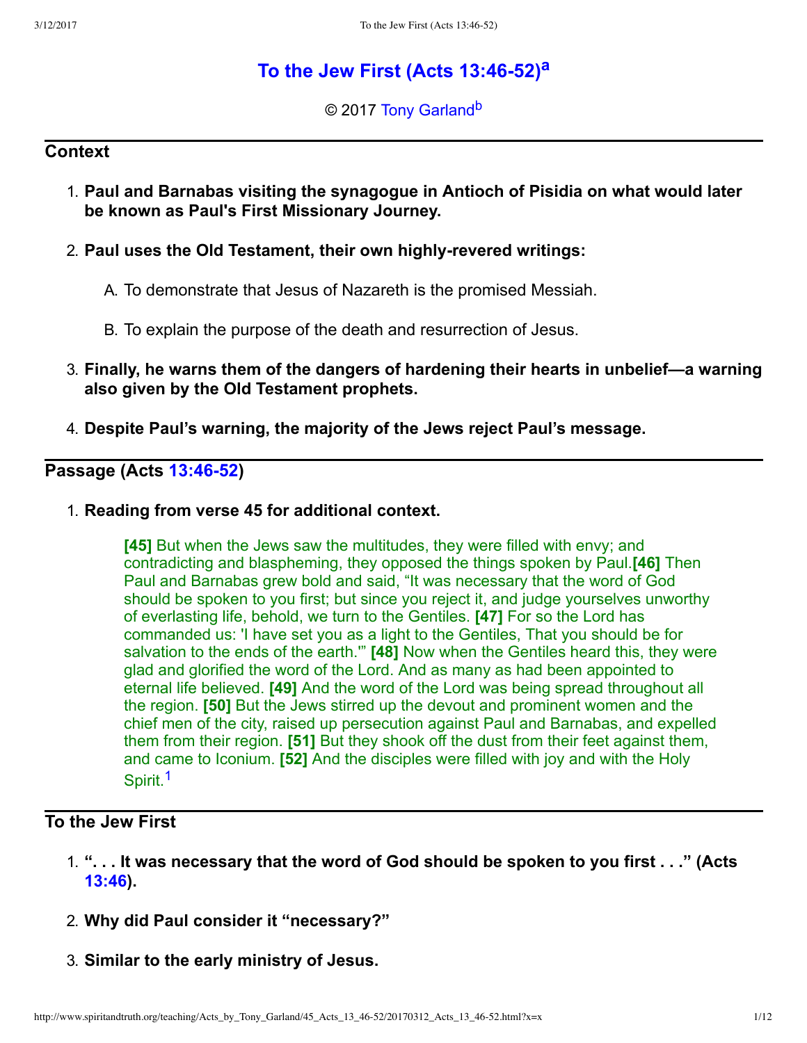# To the Jew First (Acts 13:46-52)[a]

© 2017 Tony Garland[b]

## Context

1. **Paul and Barnabas visiting the synagogue in Antioch of Pisidia on what would later be known as Paul's First Missionary Journey.**
2. **Paul uses the Old Testament, their own highly-revered writings:**
   A. To demonstrate that Jesus of Nazareth is the promised Messiah.
   B. To explain the purpose of the death and resurrection of Jesus.
3. **Finally, he warns them of the dangers of hardening their hearts in unbelief—a warning also given by the Old Testament prophets.**
4. **Despite Paul's warning, the majority of the Jews reject Paul's message.**

## Passage (Acts 13:46-52)

1. **Reading from verse 45 for additional context.**

   > **[45]** But when the Jews saw the multitudes, they were filled with envy; and contradicting and blaspheming, they opposed the things spoken by Paul.**[46]** Then Paul and Barnabas grew bold and said, "It was necessary that the word of God should be spoken to you first; but since you reject it, and judge yourselves unworthy of everlasting life, behold, we turn to the Gentiles. **[47]** For so the Lord has commanded us: 'I have set you as a light to the Gentiles, That you should be for salvation to the ends of the earth.'" **[48]** Now when the Gentiles heard this, they were glad and glorified the word of the Lord. And as many as had been appointed to eternal life believed. **[49]** And the word of the Lord was being spread throughout all the region. **[50]** But the Jews stirred up the devout and prominent women and the chief men of the city, raised up persecution against Paul and Barnabas, and expelled them from their region. **[51]** But they shook off the dust from their feet against them, and came to Iconium. **[52]** And the disciples were filled with joy and with the Holy Spirit.[1]

## To the Jew First

1. **". . . It was necessary that the word of God should be spoken to you first . . ." (Acts 13:46).**
2. **Why did Paul consider it "necessary?"**
3. **Similar to the early ministry of Jesus.**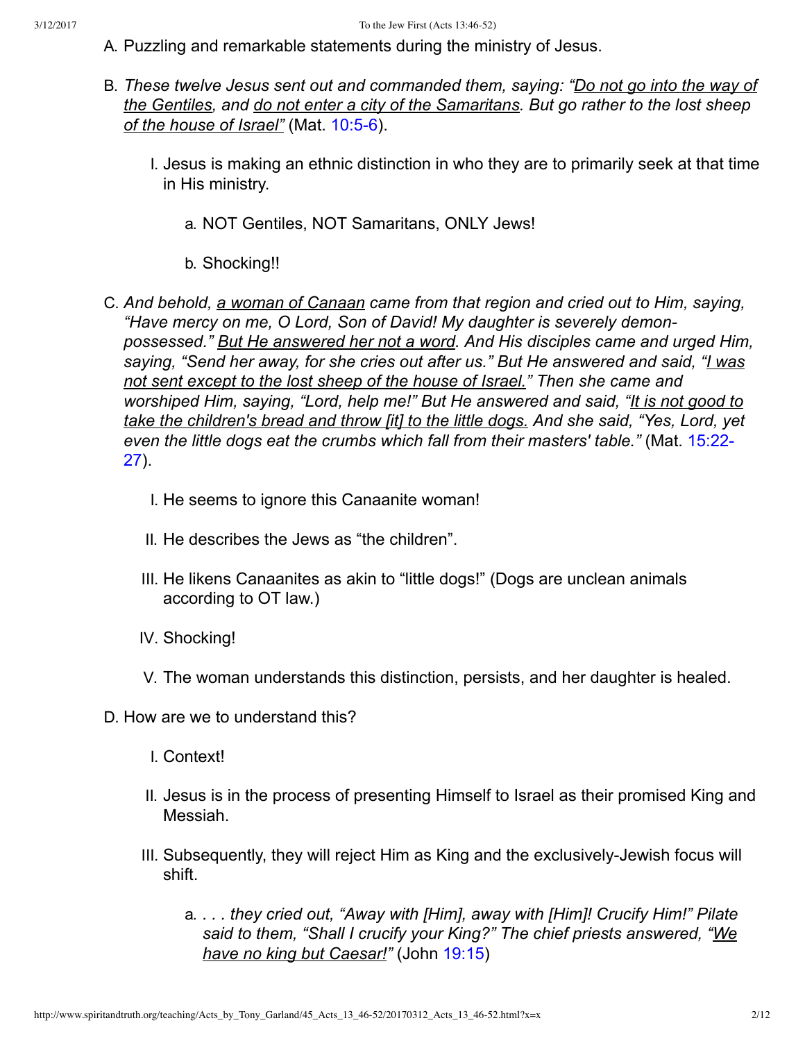A. Puzzling and remarkable statements during the ministry of Jesus.

B. *These twelve Jesus sent out and commanded them, saying: "Do not go into the way of the Gentiles, and do not enter a city of the Samaritans. But go rather to the lost sheep of the house of Israel"* (Mat. 10:5-6).

   I. Jesus is making an ethnic distinction in who they are to primarily seek at that time in His ministry.

      a. NOT Gentiles, NOT Samaritans, ONLY Jews!

      b. Shocking!!

C. *And behold, a woman of Canaan came from that region and cried out to Him, saying, "Have mercy on me, O Lord, Son of David! My daughter is severely demon-possessed." But He answered her not a word. And His disciples came and urged Him, saying, "Send her away, for she cries out after us." But He answered and said, "I was not sent except to the lost sheep of the house of Israel." Then she came and worshiped Him, saying, "Lord, help me!" But He answered and said, "It is not good to take the children's bread and throw [it] to the little dogs. And she said, "Yes, Lord, yet even the little dogs eat the crumbs which fall from their masters' table."* (Mat. 15:22-27).

   I. He seems to ignore this Canaanite woman!

   II. He describes the Jews as "the children".

   III. He likens Canaanites as akin to "little dogs!" (Dogs are unclean animals according to OT law.)

   IV. Shocking!

   V. The woman understands this distinction, persists, and her daughter is healed.

D. How are we to understand this?

   I. Context!

   II. Jesus is in the process of presenting Himself to Israel as their promised King and Messiah.

   III. Subsequently, they will reject Him as King and the exclusively-Jewish focus will shift.

      a. *. . . they cried out, "Away with [Him], away with [Him]! Crucify Him!" Pilate said to them, "Shall I crucify your King?" The chief priests answered, "We have no king but Caesar!"* (John 19:15)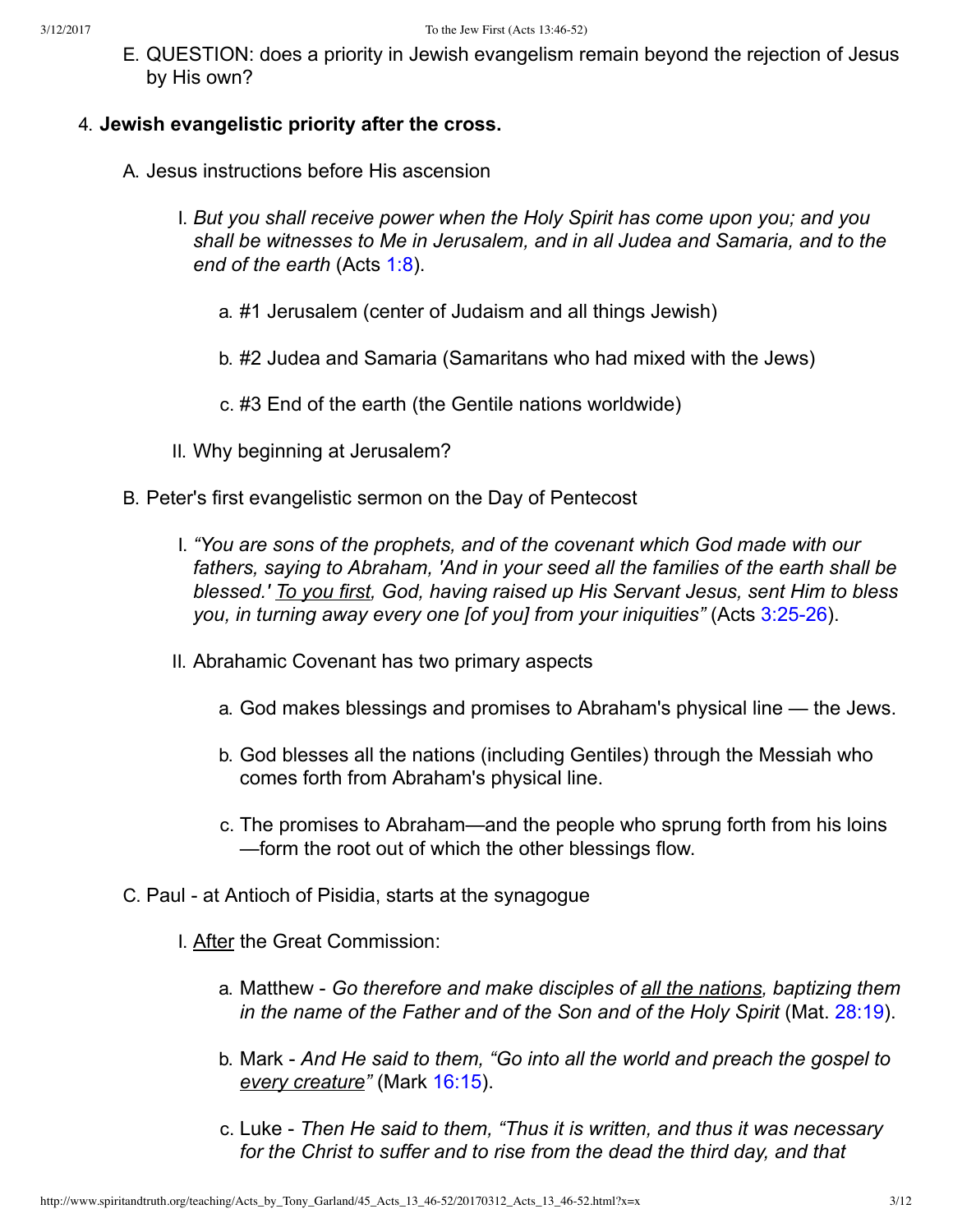E. QUESTION: does a priority in Jewish evangelism remain beyond the rejection of Jesus by His own?

4. **Jewish evangelistic priority after the cross.**

   A. Jesus instructions before His ascension

      I. *But you shall receive power when the Holy Spirit has come upon you; and you shall be witnesses to Me in Jerusalem, and in all Judea and Samaria, and to the end of the earth* (Acts 1:8).

         a. #1 Jerusalem (center of Judaism and all things Jewish)

         b. #2 Judea and Samaria (Samaritans who had mixed with the Jews)

         c. #3 End of the earth (the Gentile nations worldwide)

      II. Why beginning at Jerusalem?

   B. Peter's first evangelistic sermon on the Day of Pentecost

      I. *“You are sons of the prophets, and of the covenant which God made with our fathers, saying to Abraham, 'And in your seed all the families of the earth shall be blessed.' <u>To you first</u>, God, having raised up His Servant Jesus, sent Him to bless you, in turning away every one [of you] from your iniquities”* (Acts 3:25-26).

      II. Abrahamic Covenant has two primary aspects

         a. God makes blessings and promises to Abraham's physical line — the Jews.

         b. God blesses all the nations (including Gentiles) through the Messiah who comes forth from Abraham's physical line.

         c. The promises to Abraham—and the people who sprung forth from his loins—form the root out of which the other blessings flow.

   C. Paul - at Antioch of Pisidia, starts at the synagogue

      I. <u>After</u> the Great Commission:

         a. Matthew - *Go therefore and make disciples of <u>all the nations</u>, baptizing them in the name of the Father and of the Son and of the Holy Spirit* (Mat. 28:19).

         b. Mark - *And He said to them, “Go into all the world and preach the gospel to <u>every creature</u>”* (Mark 16:15).

         c. Luke - *Then He said to them, “Thus it is written, and thus it was necessary for the Christ to suffer and to rise from the dead the third day, and that*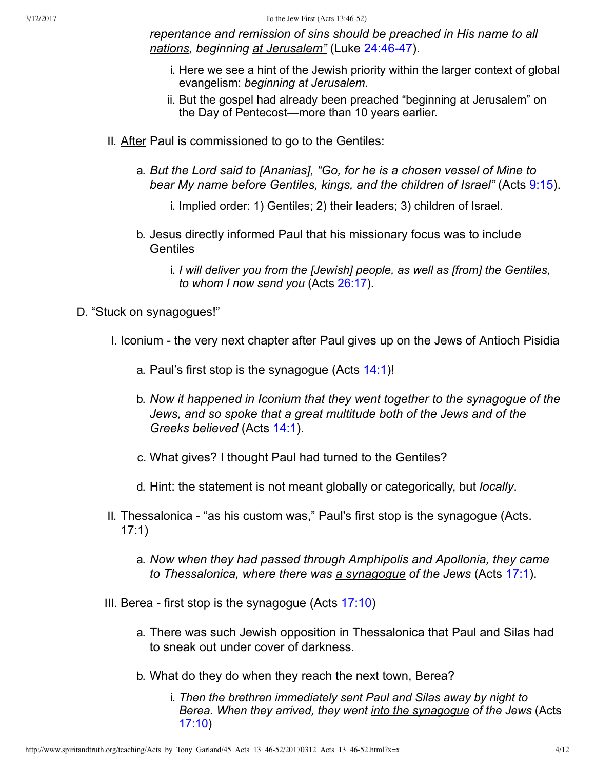*repentance and remission of sins should be preached in His name to <u>all nations</u>, beginning <u>at Jerusalem</u>"* (Luke 24:46-47).

i. Here we see a hint of the Jewish priority within the larger context of global evangelism: *beginning at Jerusalem.*

ii. But the gospel had already been preached "beginning at Jerusalem" on the Day of Pentecost—more than 10 years earlier.

II. <u>After</u> Paul is commissioned to go to the Gentiles:

a. *But the Lord said to [Ananias], "Go, for he is a chosen vessel of Mine to bear My name <u>before Gentiles</u>, kings, and the children of Israel"* (Acts 9:15).

i. Implied order: 1) Gentiles; 2) their leaders; 3) children of Israel.

b. Jesus directly informed Paul that his missionary focus was to include Gentiles

i. *I will deliver you from the [Jewish] people, as well as [from] the Gentiles, to whom I now send you* (Acts 26:17).

D. "Stuck on synagogues!"

I. Iconium - the very next chapter after Paul gives up on the Jews of Antioch Pisidia

a. Paul's first stop is the synagogue (Acts 14:1)!

b. *Now it happened in Iconium that they went together <u>to the synagogue</u> of the Jews, and so spoke that a great multitude both of the Jews and of the Greeks believed* (Acts 14:1).

c. What gives? I thought Paul had turned to the Gentiles?

d. Hint: the statement is not meant globally or categorically, but *locally*.

II. Thessalonica - "as his custom was," Paul's first stop is the synagogue (Acts. 17:1)

a. *Now when they had passed through Amphipolis and Apollonia, they came to Thessalonica, where there was <u>a synagogue</u> of the Jews* (Acts 17:1).

III. Berea - first stop is the synagogue (Acts 17:10)

a. There was such Jewish opposition in Thessalonica that Paul and Silas had to sneak out under cover of darkness.

b. What do they do when they reach the next town, Berea?

i. *Then the brethren immediately sent Paul and Silas away by night to Berea. When they arrived, they went <u>into the synagogue</u> of the Jews* (Acts 17:10)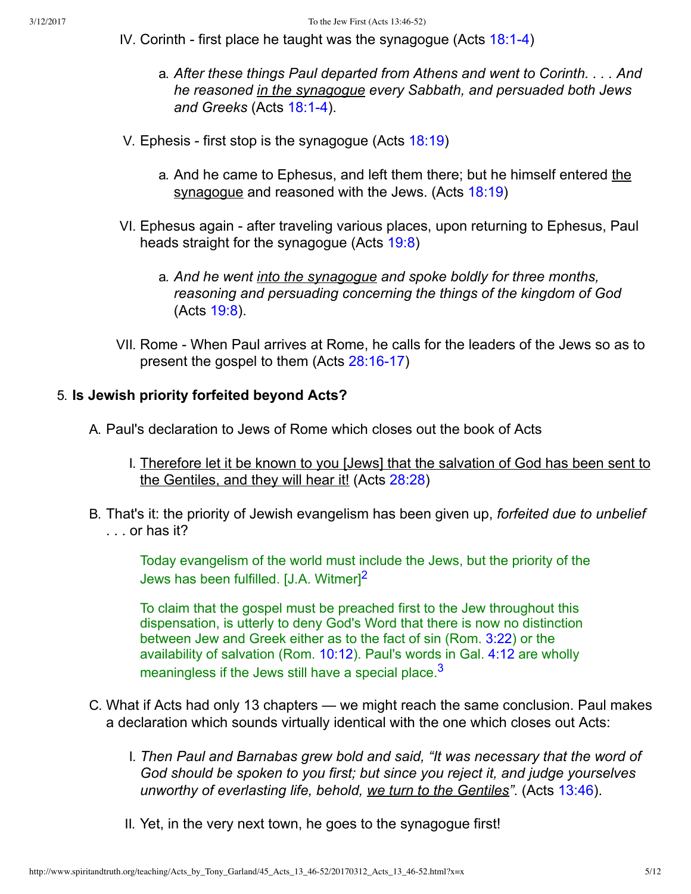IV. Corinth - first place he taught was the synagogue (Acts 18:1-4)

   a. *After these things Paul departed from Athens and went to Corinth. . . . And he reasoned in the synagogue every Sabbath, and persuaded both Jews and Greeks* (Acts 18:1-4).

V. Ephesis - first stop is the synagogue (Acts 18:19)

   a. And he came to Ephesus, and left them there; but he himself entered the synagogue and reasoned with the Jews. (Acts 18:19)

VI. Ephesus again - after traveling various places, upon returning to Ephesus, Paul heads straight for the synagogue (Acts 19:8)

   a. *And he went into the synagogue and spoke boldly for three months, reasoning and persuading concerning the things of the kingdom of God* (Acts 19:8).

VII. Rome - When Paul arrives at Rome, he calls for the leaders of the Jews so as to present the gospel to them (Acts 28:16-17)

5. **Is Jewish priority forfeited beyond Acts?**

   A. Paul's declaration to Jews of Rome which closes out the book of Acts

      I. Therefore let it be known to you [Jews] that the salvation of God has been sent to the Gentiles, and they will hear it! (Acts 28:28)

   B. That's it: the priority of Jewish evangelism has been given up, *forfeited due to unbelief* . . . or has it?

      > Today evangelism of the world must include the Jews, but the priority of the Jews has been fulfilled. [J.A. Witmer][2]
      >
      > To claim that the gospel must be preached first to the Jew throughout this dispensation, is utterly to deny God's Word that there is now no distinction between Jew and Greek either as to the fact of sin (Rom. 3:22) or the availability of salvation (Rom. 10:12). Paul's words in Gal. 4:12 are wholly meaningless if the Jews still have a special place.[3]

   C. What if Acts had only 13 chapters — we might reach the same conclusion. Paul makes a declaration which sounds virtually identical with the one which closes out Acts:

      I. *Then Paul and Barnabas grew bold and said, "It was necessary that the word of God should be spoken to you first; but since you reject it, and judge yourselves unworthy of everlasting life, behold, we turn to the Gentiles"*. (Acts 13:46).

      II. Yet, in the very next town, he goes to the synagogue first!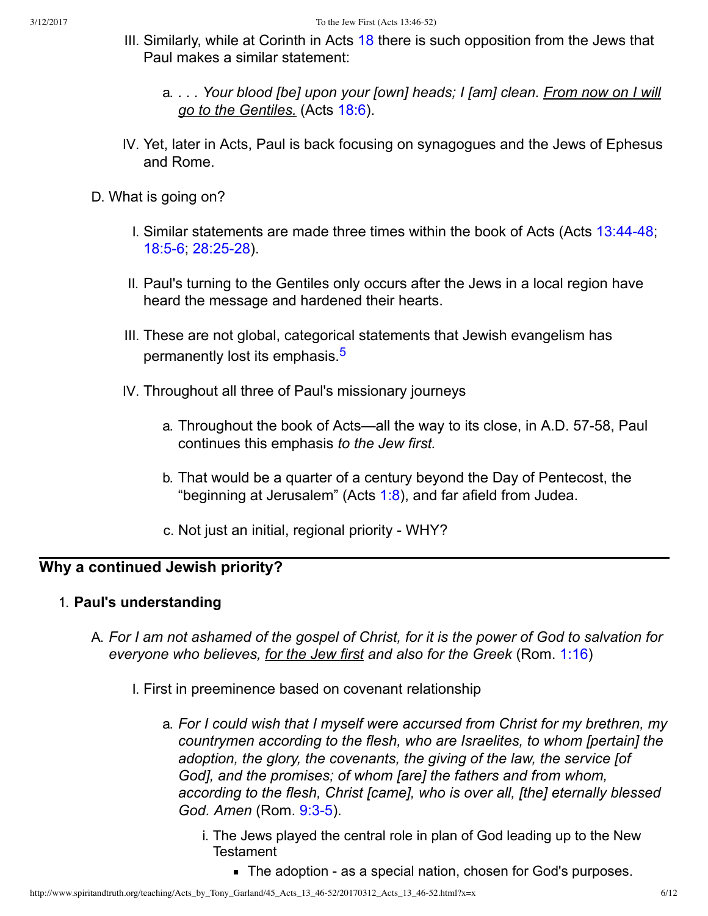III. Similarly, while at Corinth in Acts 18 there is such opposition from the Jews that Paul makes a similar statement:

   a. *. . . Your blood [be] upon your [own] heads; I [am] clean. <u>From now on I will go to the Gentiles.</u>* (Acts 18:6).

IV. Yet, later in Acts, Paul is back focusing on synagogues and the Jews of Ephesus and Rome.

D. What is going on?

   I. Similar statements are made three times within the book of Acts (Acts 13:44-48; 18:5-6; 28:25-28).

   II. Paul's turning to the Gentiles only occurs after the Jews in a local region have heard the message and hardened their hearts.

   III. These are not global, categorical statements that Jewish evangelism has permanently lost its emphasis.[5]

   IV. Throughout all three of Paul's missionary journeys

      a. Throughout the book of Acts—all the way to its close, in A.D. 57-58, Paul continues this emphasis *to the Jew first.*

      b. That would be a quarter of a century beyond the Day of Pentecost, the "beginning at Jerusalem" (Acts 1:8), and far afield from Judea.

      c. Not just an initial, regional priority - WHY?

## Why a continued Jewish priority?

1. **Paul's understanding**

   A. *For I am not ashamed of the gospel of Christ, for it is the power of God to salvation for everyone who believes, <u>for the Jew first</u> and also for the Greek* (Rom. 1:16)

      I. First in preeminence based on covenant relationship

         a. *For I could wish that I myself were accursed from Christ for my brethren, my countrymen according to the flesh, who are Israelites, to whom [pertain] the adoption, the glory, the covenants, the giving of the law, the service [of God], and the promises; of whom [are] the fathers and from whom, according to the flesh, Christ [came], who is over all, [the] eternally blessed God. Amen* (Rom. 9:3-5).

            i. The Jews played the central role in plan of God leading up to the New Testament

               - The adoption - as a special nation, chosen for God's purposes.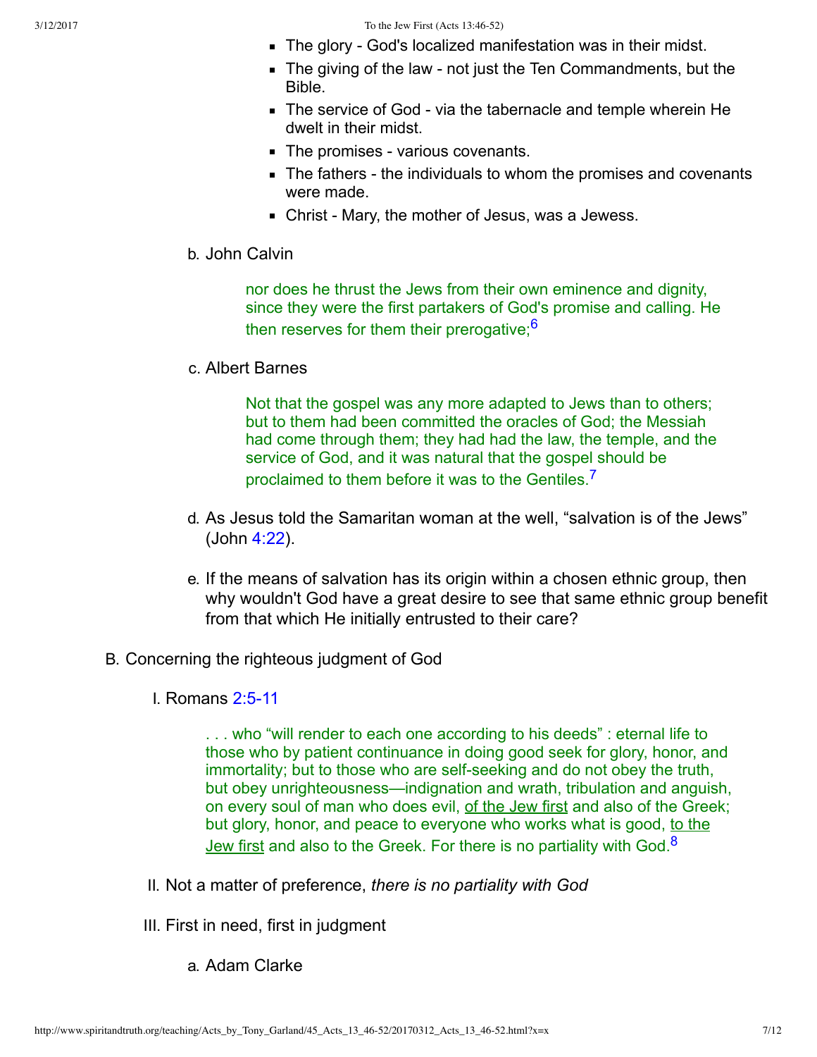- The glory - God's localized manifestation was in their midst.
- The giving of the law - not just the Ten Commandments, but the Bible.
- The service of God - via the tabernacle and temple wherein He dwelt in their midst.
- The promises - various covenants.
- The fathers - the individuals to whom the promises and covenants were made.
- Christ - Mary, the mother of Jesus, was a Jewess.

b. John Calvin

> nor does he thrust the Jews from their own eminence and dignity, since they were the first partakers of God's promise and calling. He then reserves for them their prerogative;[6]

c. Albert Barnes

> Not that the gospel was any more adapted to Jews than to others; but to them had been committed the oracles of God; the Messiah had come through them; they had had the law, the temple, and the service of God, and it was natural that the gospel should be proclaimed to them before it was to the Gentiles.[7]

d. As Jesus told the Samaritan woman at the well, "salvation is of the Jews" (John 4:22).

e. If the means of salvation has its origin within a chosen ethnic group, then why wouldn't God have a great desire to see that same ethnic group benefit from that which He initially entrusted to their care?

B. Concerning the righteous judgment of God

I. Romans 2:5-11

> . . . who "will render to each one according to his deeds" : eternal life to those who by patient continuance in doing good seek for glory, honor, and immortality; but to those who are self-seeking and do not obey the truth, but obey unrighteousness—indignation and wrath, tribulation and anguish, on every soul of man who does evil, <u>of the Jew first</u> and also of the Greek; but glory, honor, and peace to everyone who works what is good, <u>to the Jew first</u> and also to the Greek. For there is no partiality with God.[8]

II. Not a matter of preference, *there is no partiality with God*

III. First in need, first in judgment

a. Adam Clarke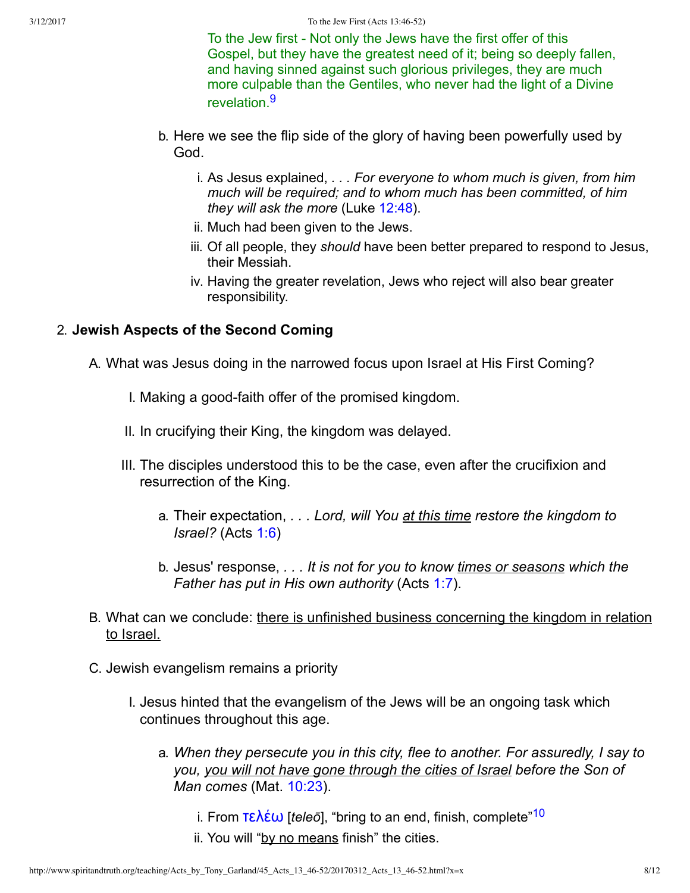To the Jew first - Not only the Jews have the first offer of this Gospel, but they have the greatest need of it; being so deeply fallen, and having sinned against such glorious privileges, they are much more culpable than the Gentiles, who never had the light of a Divine revelation.[9]

b. Here we see the flip side of the glory of having been powerfully used by God.

   i. As Jesus explained, *. . . For everyone to whom much is given, from him much will be required; and to whom much has been committed, of him they will ask the more* (Luke 12:48).
   
   ii. Much had been given to the Jews.
   
   iii. Of all people, they *should* have been better prepared to respond to Jesus, their Messiah.
   
   iv. Having the greater revelation, Jews who reject will also bear greater responsibility.

2. **Jewish Aspects of the Second Coming**

   A. What was Jesus doing in the narrowed focus upon Israel at His First Coming?

      I. Making a good-faith offer of the promised kingdom.

      II. In crucifying their King, the kingdom was delayed.

      III. The disciples understood this to be the case, even after the crucifixion and resurrection of the King.

         a. Their expectation, *. . . Lord, will You <u>at this time</u> restore the kingdom to Israel?* (Acts 1:6)

         b. Jesus' response, *. . . It is not for you to know <u>times or seasons</u> which the Father has put in His own authority* (Acts 1:7).

   B. What can we conclude: <u>there is unfinished business concerning the kingdom in relation to Israel.</u>

   C. Jewish evangelism remains a priority

      I. Jesus hinted that the evangelism of the Jews will be an ongoing task which continues throughout this age.

         a. *When they persecute you in this city, flee to another. For assuredly, I say to you, <u>you will not have gone through the cities of Israel</u> before the Son of Man comes* (Mat. 10:23).

            i. From τελέω [*teleō*], "bring to an end, finish, complete"[10]
            
            ii. You will "<u>by no means</u> finish" the cities.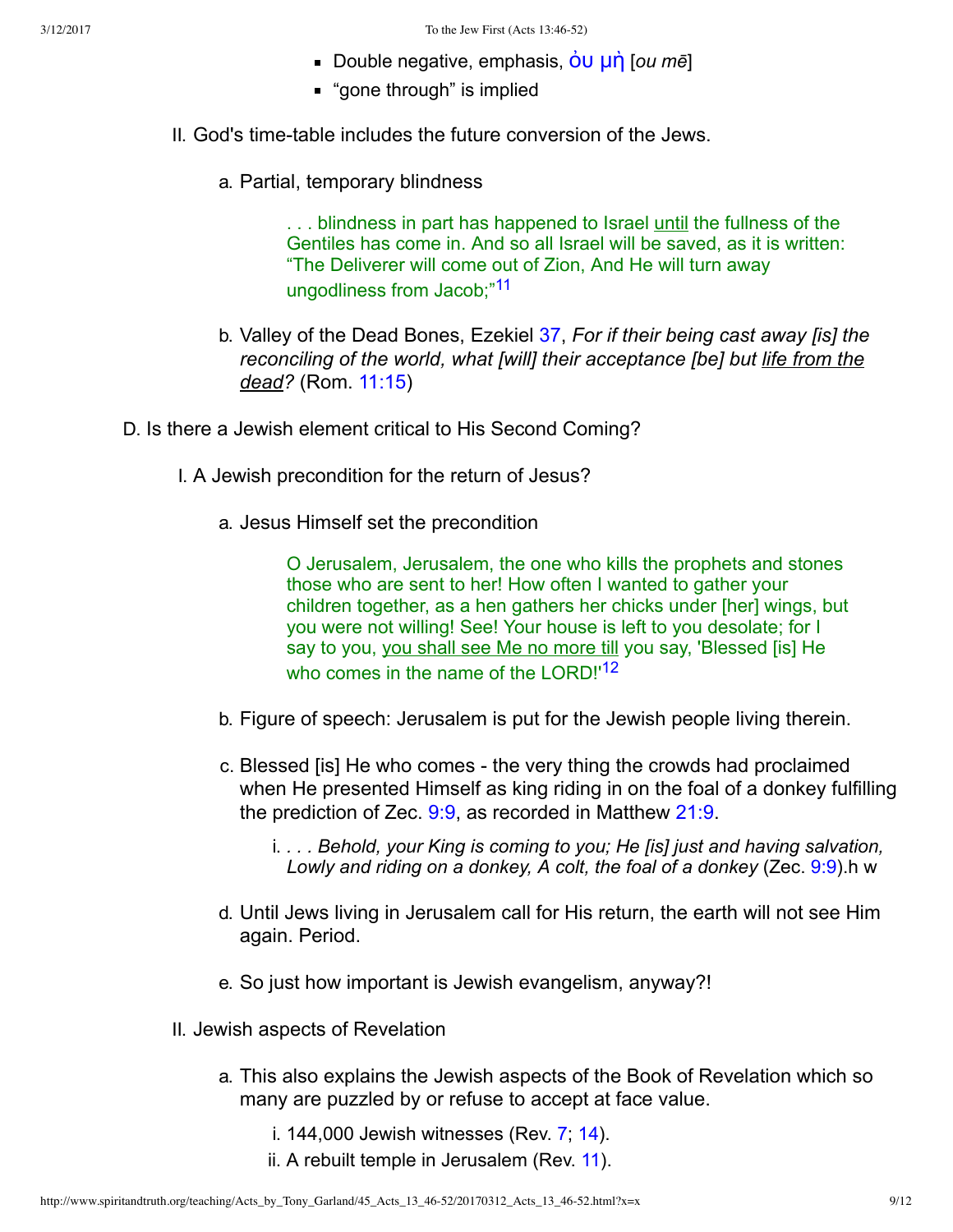- Double negative, emphasis, ὀυ μὴ [*ou mē*]
- "gone through" is implied

II. God's time-table includes the future conversion of the Jews.

a. Partial, temporary blindness

> . . . blindness in part has happened to Israel until the fullness of the Gentiles has come in. And so all Israel will be saved, as it is written: "The Deliverer will come out of Zion, And He will turn away ungodliness from Jacob;"[11]

b. Valley of the Dead Bones, Ezekiel 37, *For if their being cast away [is] the reconciling of the world, what [will] their acceptance [be] but life from the dead?* (Rom. 11:15)

D. Is there a Jewish element critical to His Second Coming?

I. A Jewish precondition for the return of Jesus?

a. Jesus Himself set the precondition

> O Jerusalem, Jerusalem, the one who kills the prophets and stones those who are sent to her! How often I wanted to gather your children together, as a hen gathers her chicks under [her] wings, but you were not willing! See! Your house is left to you desolate; for I say to you, you shall see Me no more till you say, 'Blessed [is] He who comes in the name of the LORD!'[12]

b. Figure of speech: Jerusalem is put for the Jewish people living therein.

c. Blessed [is] He who comes - the very thing the crowds had proclaimed when He presented Himself as king riding in on the foal of a donkey fulfilling the prediction of Zec. 9:9, as recorded in Matthew 21:9.

   i. *. . . Behold, your King is coming to you; He [is] just and having salvation, Lowly and riding on a donkey, A colt, the foal of a donkey* (Zec. 9:9).h w

d. Until Jews living in Jerusalem call for His return, the earth will not see Him again. Period.

e. So just how important is Jewish evangelism, anyway?!

II. Jewish aspects of Revelation

a. This also explains the Jewish aspects of the Book of Revelation which so many are puzzled by or refuse to accept at face value.

   i. 144,000 Jewish witnesses (Rev. 7; 14).
   ii. A rebuilt temple in Jerusalem (Rev. 11).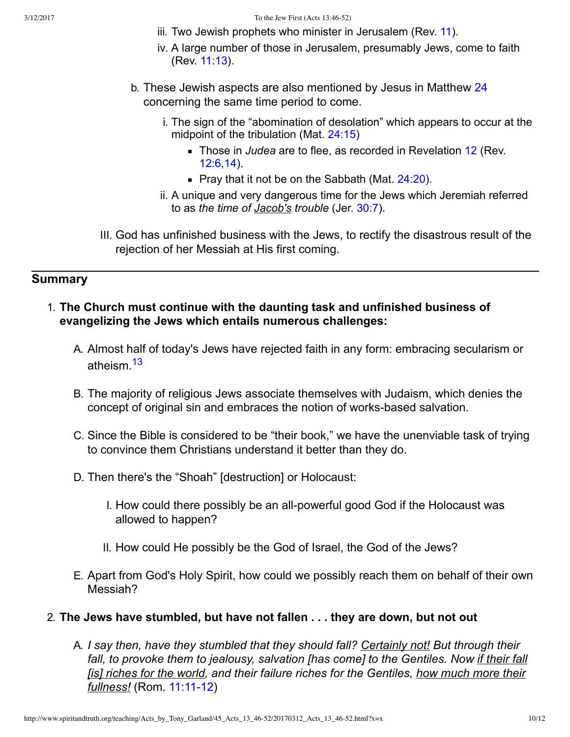iii. Two Jewish prophets who minister in Jerusalem (Rev. 11).
iv. A large number of those in Jerusalem, presumably Jews, come to faith (Rev. 11:13).

b. These Jewish aspects are also mentioned by Jesus in Matthew 24 concerning the same time period to come.

i. The sign of the "abomination of desolation" which appears to occur at the midpoint of the tribulation (Mat. 24:15)

- Those in *Judea* are to flee, as recorded in Revelation 12 (Rev. 12:6,14).
- Pray that it not be on the Sabbath (Mat. 24:20).

ii. A unique and very dangerous time for the Jews which Jeremiah referred to as *the time of Jacob's trouble* (Jer. 30:7).

III. God has unfinished business with the Jews, to rectify the disastrous result of the rejection of her Messiah at His first coming.

## Summary

1. **The Church must continue with the daunting task and unfinished business of evangelizing the Jews which entails numerous challenges:**

   A. Almost half of today's Jews have rejected faith in any form: embracing secularism or atheism.[13]

   B. The majority of religious Jews associate themselves with Judaism, which denies the concept of original sin and embraces the notion of works-based salvation.

   C. Since the Bible is considered to be "their book," we have the unenviable task of trying to convince them Christians understand it better than they do.

   D. Then there's the "Shoah" [destruction] or Holocaust:

      I. How could there possibly be an all-powerful good God if the Holocaust was allowed to happen?

      II. How could He possibly be the God of Israel, the God of the Jews?

   E. Apart from God's Holy Spirit, how could we possibly reach them on behalf of their own Messiah?

2. **The Jews have stumbled, but have not fallen . . . they are down, but not out**

   A. *I say then, have they stumbled that they should fall? Certainly not! But through their fall, to provoke them to jealousy, salvation [has come] to the Gentiles. Now if their fall [is] riches for the world, and their failure riches for the Gentiles, how much more their fullness!* (Rom. 11:11-12)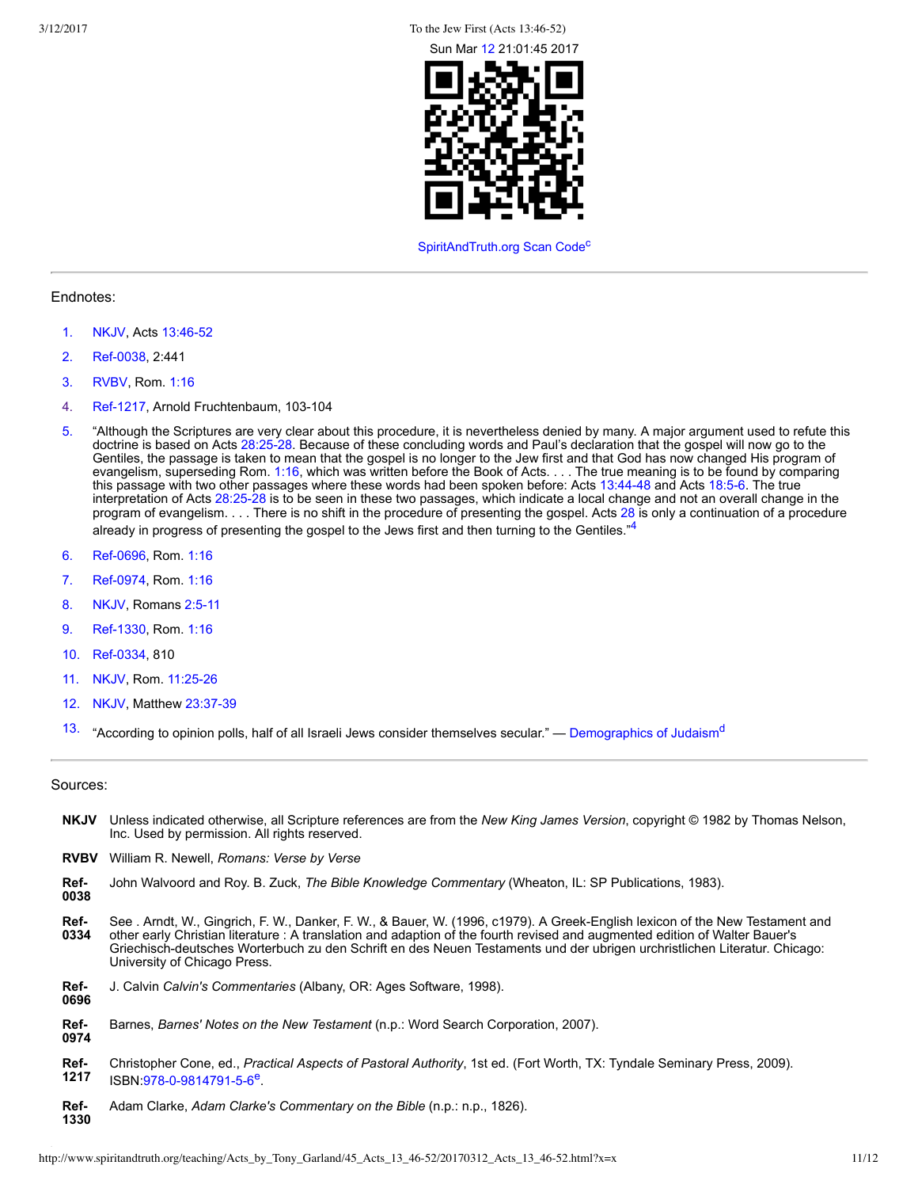Sun Mar 12 21:01:45 2017

SpiritAndTruth.org Scan Code[c]

---

Endnotes:

1. NKJV, Acts 13:46-52
2. Ref-0038, 2:441
3. RVBV, Rom. 1:16
4. Ref-1217, Arnold Fruchtenbaum, 103-104
5. “Although the Scriptures are very clear about this procedure, it is nevertheless denied by many. A major argument used to refute this doctrine is based on Acts 28:25-28. Because of these concluding words and Paul’s declaration that the gospel will now go to the Gentiles, the passage is taken to mean that the gospel is no longer to the Jew first and that God has now changed His program of evangelism, superseding Rom. 1:16, which was written before the Book of Acts. . . . The true meaning is to be found by comparing this passage with two other passages where these words had been spoken before: Acts 13:44-48 and Acts 18:5-6. The true interpretation of Acts 28:25-28 is to be seen in these two passages, which indicate a local change and not an overall change in the program of evangelism. . . . There is no shift in the procedure of presenting the gospel. Acts 28 is only a continuation of a procedure already in progress of presenting the gospel to the Jews first and then turning to the Gentiles.”[4]
6. Ref-0696, Rom. 1:16
7. Ref-0974, Rom. 1:16
8. NKJV, Romans 2:5-11
9. Ref-1330, Rom. 1:16
10. Ref-0334, 810
11. NKJV, Rom. 11:25-26
12. NKJV, Matthew 23:37-39
13. “According to opinion polls, half of all Israeli Jews consider themselves secular.” — Demographics of Judaism[d]

---

Sources:

**NKJV** Unless indicated otherwise, all Scripture references are from the *New King James Version*, copyright © 1982 by Thomas Nelson, Inc. Used by permission. All rights reserved.

**RVBV** William R. Newell, *Romans: Verse by Verse*

**Ref-0038** John Walvoord and Roy. B. Zuck, *The Bible Knowledge Commentary* (Wheaton, IL: SP Publications, 1983).

**Ref-0334** See . Arndt, W., Gingrich, F. W., Danker, F. W., & Bauer, W. (1996, c1979). A Greek-English lexicon of the New Testament and other early Christian literature : A translation and adaption of the fourth revised and augmented edition of Walter Bauer's Griechisch-deutsches Worterbuch zu den Schrift en des Neuen Testaments und der ubrigen urchristlichen Literatur. Chicago: University of Chicago Press.

**Ref-0696** J. Calvin *Calvin's Commentaries* (Albany, OR: Ages Software, 1998).

**Ref-0974** Barnes, *Barnes' Notes on the New Testament* (n.p.: Word Search Corporation, 2007).

**Ref-1217** Christopher Cone, ed., *Practical Aspects of Pastoral Authority*, 1st ed. (Fort Worth, TX: Tyndale Seminary Press, 2009). ISBN:978-0-9814791-5-6[e].

**Ref-1330** Adam Clarke, *Adam Clarke's Commentary on the Bible* (n.p.: n.p., 1826).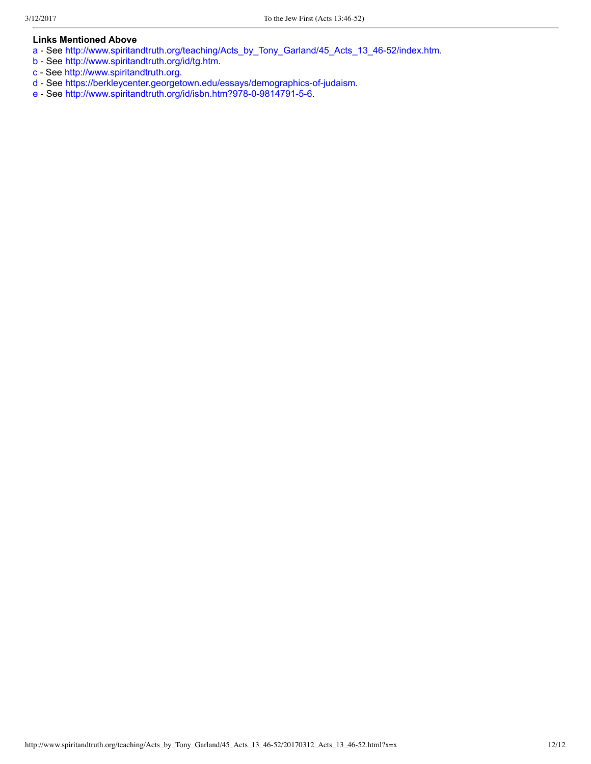**Links Mentioned Above**

a - See http://www.spiritandtruth.org/teaching/Acts_by_Tony_Garland/45_Acts_13_46-52/index.htm.
b - See http://www.spiritandtruth.org/id/tg.htm.
c - See http://www.spiritandtruth.org.
d - See https://berkleycenter.georgetown.edu/essays/demographics-of-judaism.
e - See http://www.spiritandtruth.org/id/isbn.htm?978-0-9814791-5-6.